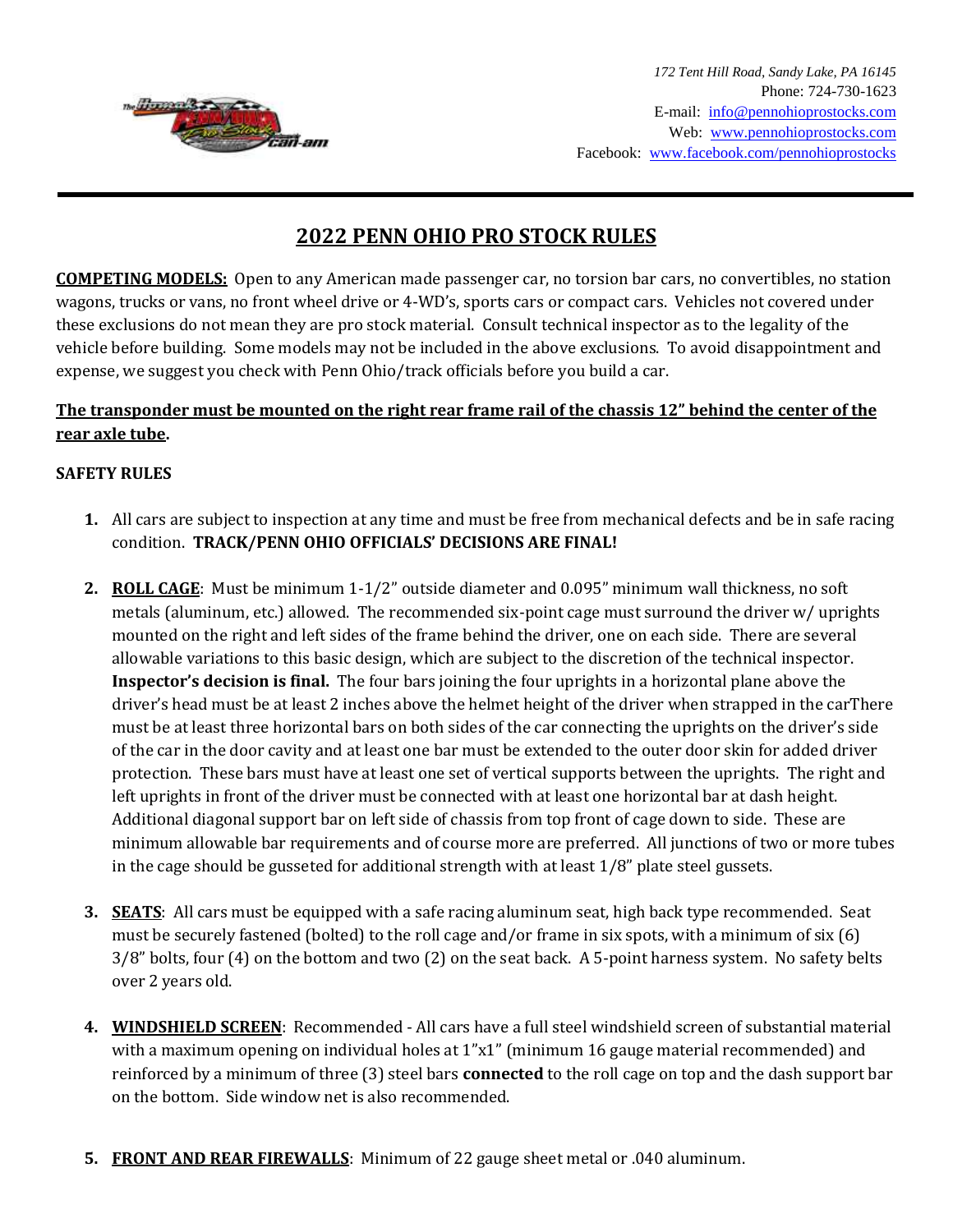172 Tent Hill Road, Sandy Lake, PA 16145
Phone: 724-730-1623
E-mail: info@pennohioprostocks.com
Web: www.pennohioprostocks.com
Facebook: www.facebook.com/pennohioprostocks

# 2022 PENN OHIO PRO STOCK RULES

**COMPETING MODELS:** Open to any American made passenger car, no torsion bar cars, no convertibles, no station wagons, trucks or vans, no front wheel drive or 4-WD's, sports cars or compact cars. Vehicles not covered under these exclusions do not mean they are pro stock material. Consult technical inspector as to the legality of the vehicle before building. Some models may not be included in the above exclusions. To avoid disappointment and expense, we suggest you check with Penn Ohio/track officials before you build a car.

**The transponder must be mounted on the right rear frame rail of the chassis 12" behind the center of the rear axle tube.**

**SAFETY RULES**

1. All cars are subject to inspection at any time and must be free from mechanical defects and be in safe racing condition. **TRACK/PENN OHIO OFFICIALS' DECISIONS ARE FINAL!**

2. **ROLL CAGE**: Must be minimum 1-1/2" outside diameter and 0.095" minimum wall thickness, no soft metals (aluminum, etc.) allowed. The recommended six-point cage must surround the driver w/ uprights mounted on the right and left sides of the frame behind the driver, one on each side. There are several allowable variations to this basic design, which are subject to the discretion of the technical inspector. **Inspector's decision is final.** The four bars joining the four uprights in a horizontal plane above the driver's head must be at least 2 inches above the helmet height of the driver when strapped in the carThere must be at least three horizontal bars on both sides of the car connecting the uprights on the driver's side of the car in the door cavity and at least one bar must be extended to the outer door skin for added driver protection. These bars must have at least one set of vertical supports between the uprights. The right and left uprights in front of the driver must be connected with at least one horizontal bar at dash height. Additional diagonal support bar on left side of chassis from top front of cage down to side. These are minimum allowable bar requirements and of course more are preferred. All junctions of two or more tubes in the cage should be gusseted for additional strength with at least 1/8" plate steel gussets.

3. **SEATS**: All cars must be equipped with a safe racing aluminum seat, high back type recommended. Seat must be securely fastened (bolted) to the roll cage and/or frame in six spots, with a minimum of six (6) 3/8" bolts, four (4) on the bottom and two (2) on the seat back. A 5-point harness system. No safety belts over 2 years old.

4. **WINDSHIELD SCREEN**: Recommended - All cars have a full steel windshield screen of substantial material with a maximum opening on individual holes at 1"x1" (minimum 16 gauge material recommended) and reinforced by a minimum of three (3) steel bars **connected** to the roll cage on top and the dash support bar on the bottom. Side window net is also recommended.

5. **FRONT AND REAR FIREWALLS**: Minimum of 22 gauge sheet metal or .040 aluminum.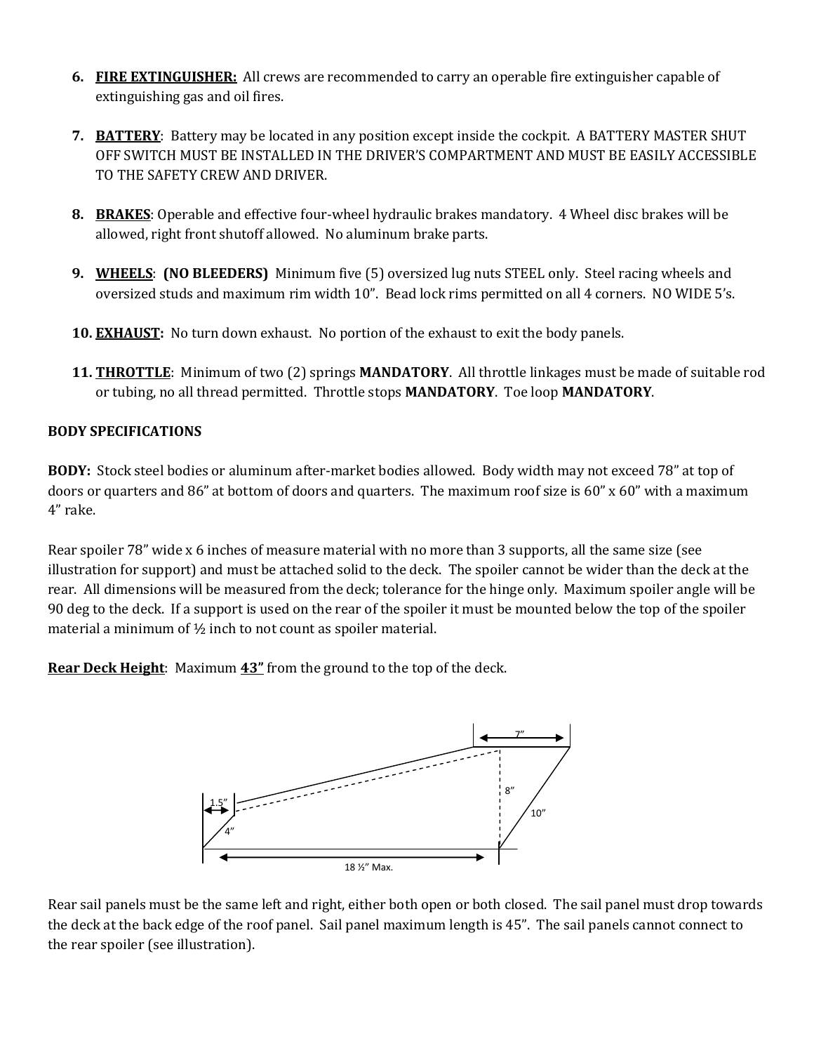6. **FIRE EXTINGUISHER:** All crews are recommended to carry an operable fire extinguisher capable of extinguishing gas and oil fires.

7. **BATTERY**: Battery may be located in any position except inside the cockpit. A BATTERY MASTER SHUT OFF SWITCH MUST BE INSTALLED IN THE DRIVER'S COMPARTMENT AND MUST BE EASILY ACCESSIBLE TO THE SAFETY CREW AND DRIVER.

8. **BRAKES**: Operable and effective four-wheel hydraulic brakes mandatory. 4 Wheel disc brakes will be allowed, right front shutoff allowed. No aluminum brake parts.

9. **WHEELS**: **(NO BLEEDERS)** Minimum five (5) oversized lug nuts STEEL only. Steel racing wheels and oversized studs and maximum rim width 10". Bead lock rims permitted on all 4 corners. NO WIDE 5's.

10. **EXHAUST:** No turn down exhaust. No portion of the exhaust to exit the body panels.

11. **THROTTLE**: Minimum of two (2) springs **MANDATORY**. All throttle linkages must be made of suitable rod or tubing, no all thread permitted. Throttle stops **MANDATORY**. Toe loop **MANDATORY**.

**BODY SPECIFICATIONS**

**BODY:** Stock steel bodies or aluminum after-market bodies allowed. Body width may not exceed 78" at top of doors or quarters and 86" at bottom of doors and quarters. The maximum roof size is 60" x 60" with a maximum 4" rake.

Rear spoiler 78" wide x 6 inches of measure material with no more than 3 supports, all the same size (see illustration for support) and must be attached solid to the deck. The spoiler cannot be wider than the deck at the rear. All dimensions will be measured from the deck; tolerance for the hinge only. Maximum spoiler angle will be 90 deg to the deck. If a support is used on the rear of the spoiler it must be mounted below the top of the spoiler material a minimum of ½ inch to not count as spoiler material.

**Rear Deck Height**: Maximum **43"** from the ground to the top of the deck.

7" 8" 10" 1.5" 4" 18 ½" Max.

Rear sail panels must be the same left and right, either both open or both closed. The sail panel must drop towards the deck at the back edge of the roof panel. Sail panel maximum length is 45". The sail panels cannot connect to the rear spoiler (see illustration).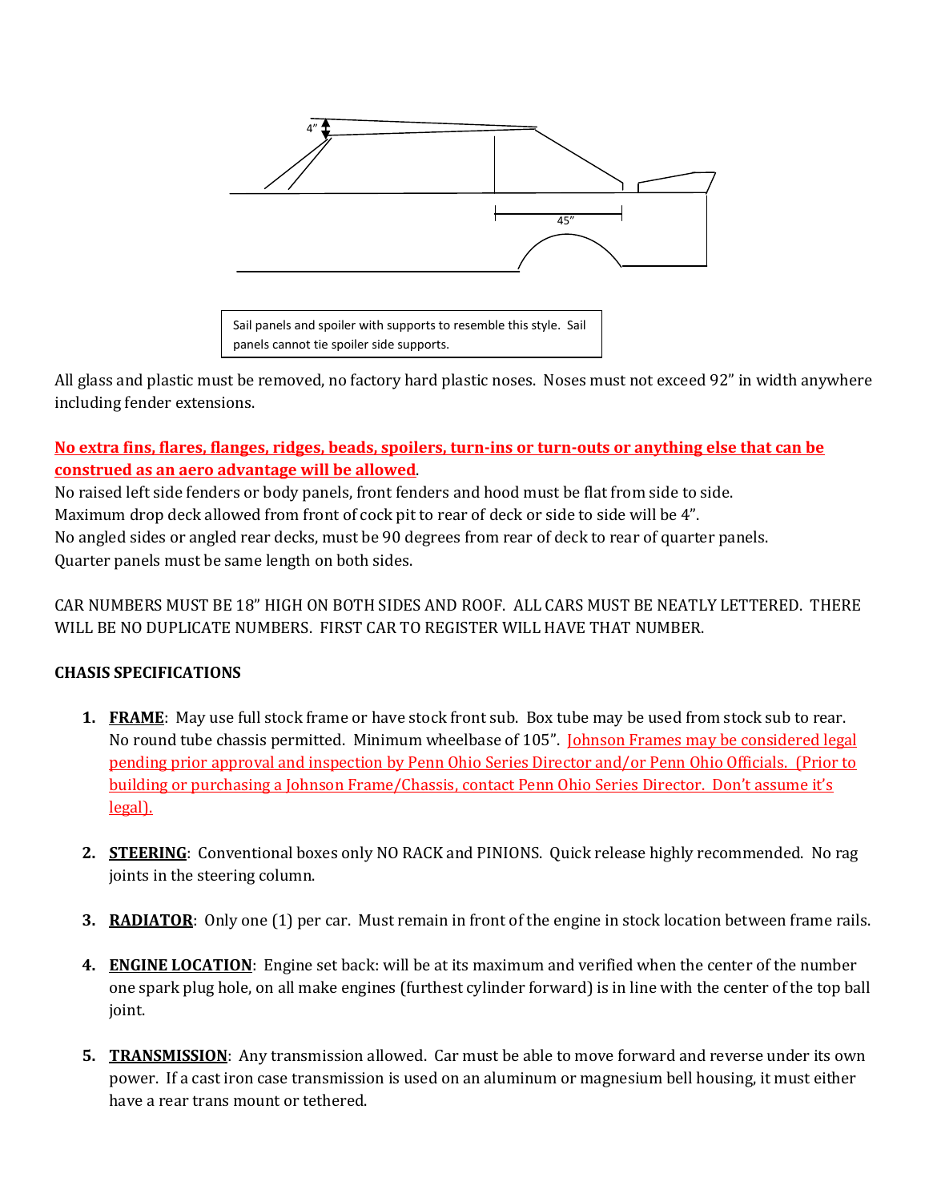4”

45”

Sail panels and spoiler with supports to resemble this style. Sail panels cannot tie spoiler side supports.

All glass and plastic must be removed, no factory hard plastic noses. Noses must not exceed 92” in width anywhere including fender extensions.

**No extra fins, flares, flanges, ridges, beads, spoilers, turn-ins or turn-outs or anything else that can be construed as an aero advantage will be allowed.**
No raised left side fenders or body panels, front fenders and hood must be flat from side to side.
Maximum drop deck allowed from front of cock pit to rear of deck or side to side will be 4”.
No angled sides or angled rear decks, must be 90 degrees from rear of deck to rear of quarter panels.
Quarter panels must be same length on both sides.

CAR NUMBERS MUST BE 18” HIGH ON BOTH SIDES AND ROOF. ALL CARS MUST BE NEATLY LETTERED. THERE WILL BE NO DUPLICATE NUMBERS. FIRST CAR TO REGISTER WILL HAVE THAT NUMBER.

**CHASIS SPECIFICATIONS**

1. **FRAME**: May use full stock frame or have stock front sub. Box tube may be used from stock sub to rear. No round tube chassis permitted. Minimum wheelbase of 105”. Johnson Frames may be considered legal pending prior approval and inspection by Penn Ohio Series Director and/or Penn Ohio Officials. (Prior to building or purchasing a Johnson Frame/Chassis, contact Penn Ohio Series Director. Don’t assume it’s legal).

2. **STEERING**: Conventional boxes only NO RACK and PINIONS. Quick release highly recommended. No rag joints in the steering column.

3. **RADIATOR**: Only one (1) per car. Must remain in front of the engine in stock location between frame rails.

4. **ENGINE LOCATION**: Engine set back: will be at its maximum and verified when the center of the number one spark plug hole, on all make engines (furthest cylinder forward) is in line with the center of the top ball joint.

5. **TRANSMISSION**: Any transmission allowed. Car must be able to move forward and reverse under its own power. If a cast iron case transmission is used on an aluminum or magnesium bell housing, it must either have a rear trans mount or tethered.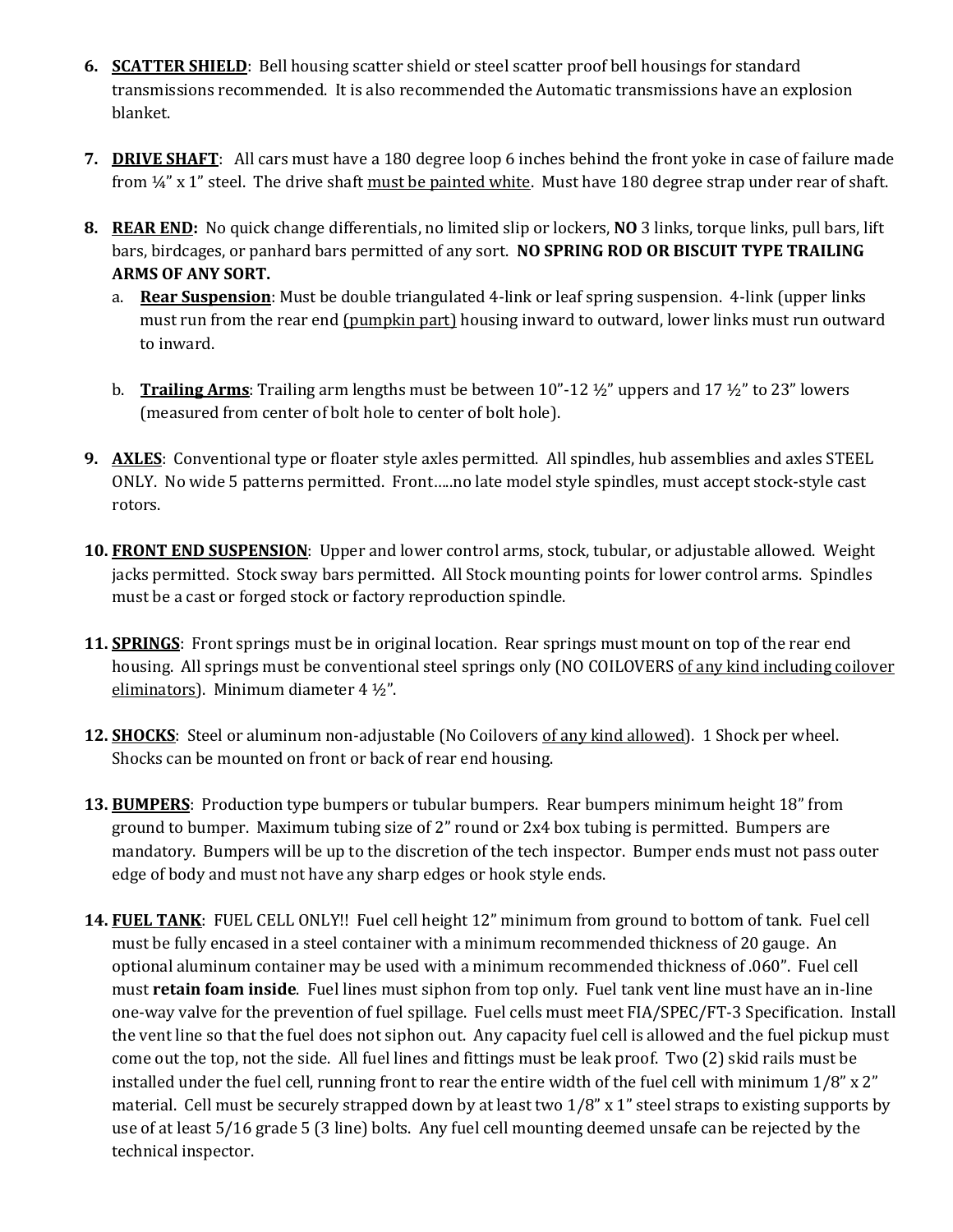6. **<u>SCATTER SHIELD</u>**: Bell housing scatter shield or steel scatter proof bell housings for standard transmissions recommended. It is also recommended the Automatic transmissions have an explosion blanket.

7. **<u>DRIVE SHAFT</u>**: All cars must have a 180 degree loop 6 inches behind the front yoke in case of failure made from ¼" x 1" steel. The drive shaft <u>must be painted white</u>. Must have 180 degree strap under rear of shaft.

8. **<u>REAR END</u>:** No quick change differentials, no limited slip or lockers, **NO** 3 links, torque links, pull bars, lift bars, birdcages, or panhard bars permitted of any sort. **NO SPRING ROD OR BISCUIT TYPE TRAILING ARMS OF ANY SORT.**
   a. **<u>Rear Suspension</u>**: Must be double triangulated 4-link or leaf spring suspension. 4-link (upper links must run from the rear end <u>(pumpkin part)</u> housing inward to outward, lower links must run outward to inward.

   b. **<u>Trailing Arms</u>**: Trailing arm lengths must be between 10"-12 ½" uppers and 17 ½" to 23" lowers (measured from center of bolt hole to center of bolt hole).

9. **<u>AXLES</u>**: Conventional type or floater style axles permitted. All spindles, hub assemblies and axles STEEL ONLY. No wide 5 patterns permitted. Front…..no late model style spindles, must accept stock-style cast rotors.

10. **<u>FRONT END SUSPENSION</u>**: Upper and lower control arms, stock, tubular, or adjustable allowed. Weight jacks permitted. Stock sway bars permitted. All Stock mounting points for lower control arms. Spindles must be a cast or forged stock or factory reproduction spindle.

11. **<u>SPRINGS</u>**: Front springs must be in original location. Rear springs must mount on top of the rear end housing. All springs must be conventional steel springs only (NO COILOVERS <u>of any kind including coilover eliminators</u>). Minimum diameter 4 ½".

12. **<u>SHOCKS</u>**: Steel or aluminum non-adjustable (No Coilovers <u>of any kind allowed</u>). 1 Shock per wheel. Shocks can be mounted on front or back of rear end housing.

13. **<u>BUMPERS</u>**: Production type bumpers or tubular bumpers. Rear bumpers minimum height 18" from ground to bumper. Maximum tubing size of 2" round or 2x4 box tubing is permitted. Bumpers are mandatory. Bumpers will be up to the discretion of the tech inspector. Bumper ends must not pass outer edge of body and must not have any sharp edges or hook style ends.

14. **<u>FUEL TANK</u>**: FUEL CELL ONLY!! Fuel cell height 12" minimum from ground to bottom of tank. Fuel cell must be fully encased in a steel container with a minimum recommended thickness of 20 gauge. An optional aluminum container may be used with a minimum recommended thickness of .060". Fuel cell must **retain foam inside**. Fuel lines must siphon from top only. Fuel tank vent line must have an in-line one-way valve for the prevention of fuel spillage. Fuel cells must meet FIA/SPEC/FT-3 Specification. Install the vent line so that the fuel does not siphon out. Any capacity fuel cell is allowed and the fuel pickup must come out the top, not the side. All fuel lines and fittings must be leak proof. Two (2) skid rails must be installed under the fuel cell, running front to rear the entire width of the fuel cell with minimum 1/8" x 2" material. Cell must be securely strapped down by at least two 1/8" x 1" steel straps to existing supports by use of at least 5/16 grade 5 (3 line) bolts. Any fuel cell mounting deemed unsafe can be rejected by the technical inspector.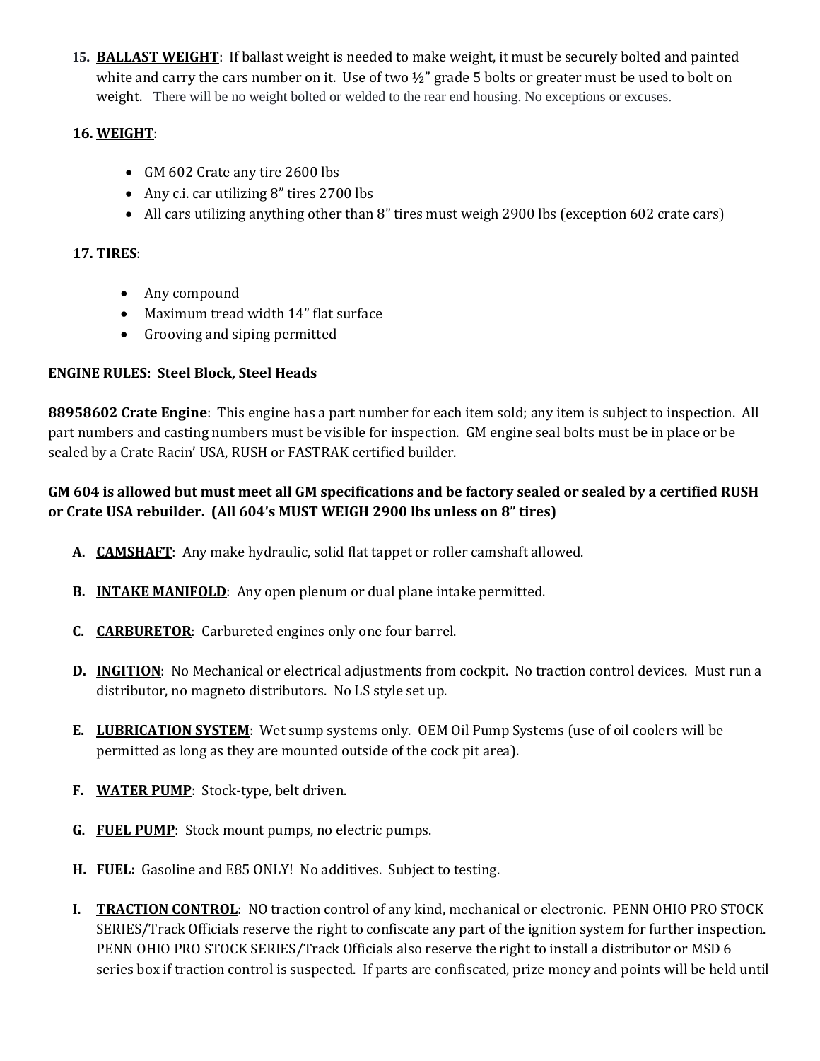15. **BALLAST WEIGHT**: If ballast weight is needed to make weight, it must be securely bolted and painted white and carry the cars number on it. Use of two ½" grade 5 bolts or greater must be used to bolt on weight. There will be no weight bolted or welded to the rear end housing. No exceptions or excuses.

16. **WEIGHT**:

- GM 602 Crate any tire 2600 lbs
- Any c.i. car utilizing 8" tires 2700 lbs
- All cars utilizing anything other than 8" tires must weigh 2900 lbs (exception 602 crate cars)

17. **TIRES**:

- Any compound
- Maximum tread width 14" flat surface
- Grooving and siping permitted

**ENGINE RULES: Steel Block, Steel Heads**

**88958602 Crate Engine**: This engine has a part number for each item sold; any item is subject to inspection. All part numbers and casting numbers must be visible for inspection. GM engine seal bolts must be in place or be sealed by a Crate Racin' USA, RUSH or FASTRAK certified builder.

**GM 604 is allowed but must meet all GM specifications and be factory sealed or sealed by a certified RUSH or Crate USA rebuilder. (All 604's MUST WEIGH 2900 lbs unless on 8" tires)**

A. **CAMSHAFT**: Any make hydraulic, solid flat tappet or roller camshaft allowed.

B. **INTAKE MANIFOLD**: Any open plenum or dual plane intake permitted.

C. **CARBURETOR**: Carbureted engines only one four barrel.

D. **INGITION**: No Mechanical or electrical adjustments from cockpit. No traction control devices. Must run a distributor, no magneto distributors. No LS style set up.

E. **LUBRICATION SYSTEM**: Wet sump systems only. OEM Oil Pump Systems (use of oil coolers will be permitted as long as they are mounted outside of the cock pit area).

F. **WATER PUMP**: Stock-type, belt driven.

G. **FUEL PUMP**: Stock mount pumps, no electric pumps.

H. **FUEL:** Gasoline and E85 ONLY! No additives. Subject to testing.

I. **TRACTION CONTROL**: NO traction control of any kind, mechanical or electronic. PENN OHIO PRO STOCK SERIES/Track Officials reserve the right to confiscate any part of the ignition system for further inspection. PENN OHIO PRO STOCK SERIES/Track Officials also reserve the right to install a distributor or MSD 6 series box if traction control is suspected. If parts are confiscated, prize money and points will be held until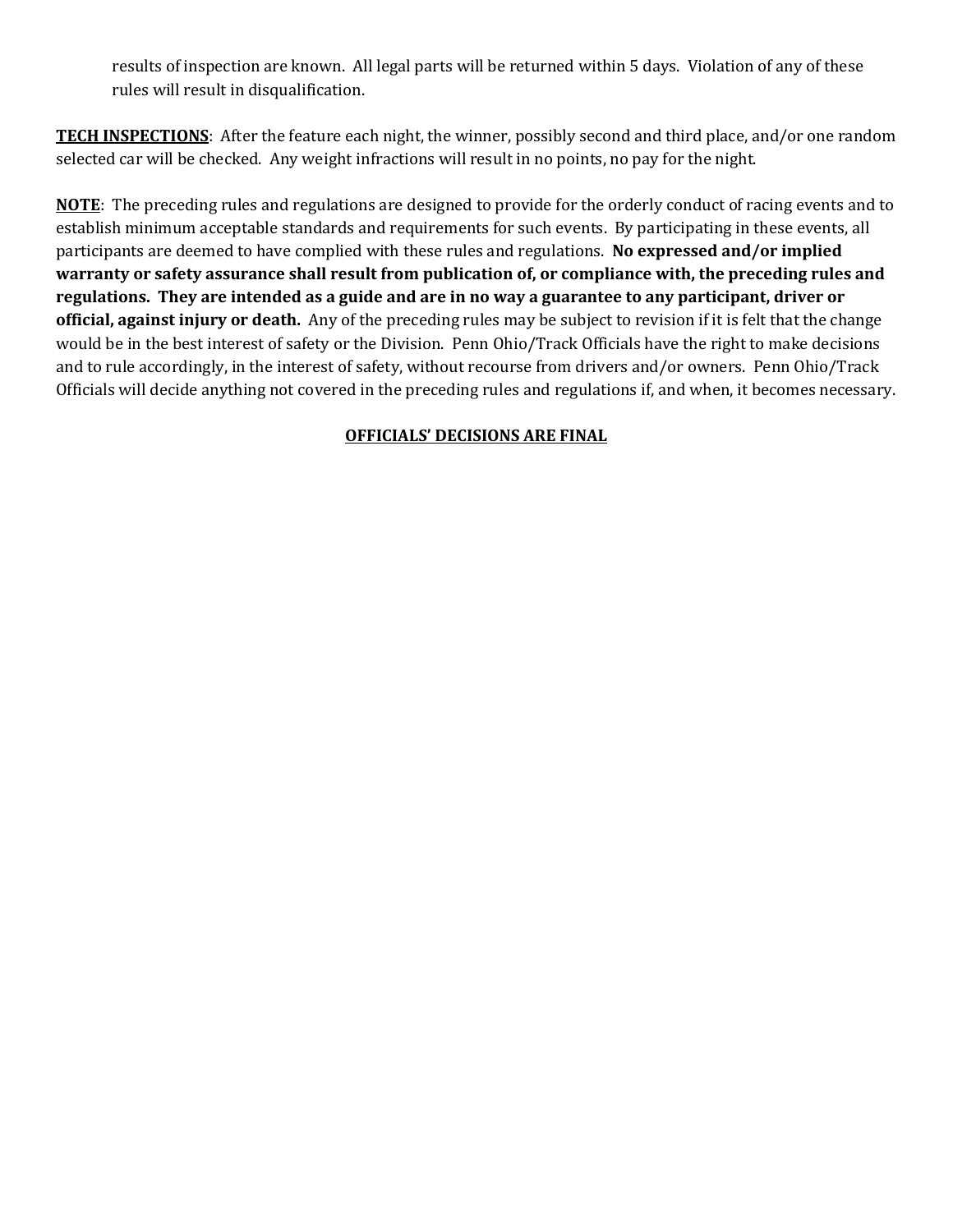results of inspection are known. All legal parts will be returned within 5 days. Violation of any of these rules will result in disqualification.

**TECH INSPECTIONS**: After the feature each night, the winner, possibly second and third place, and/or one random selected car will be checked. Any weight infractions will result in no points, no pay for the night.

**NOTE**: The preceding rules and regulations are designed to provide for the orderly conduct of racing events and to establish minimum acceptable standards and requirements for such events. By participating in these events, all participants are deemed to have complied with these rules and regulations. **No expressed and/or implied warranty or safety assurance shall result from publication of, or compliance with, the preceding rules and regulations. They are intended as a guide and are in no way a guarantee to any participant, driver or official, against injury or death.** Any of the preceding rules may be subject to revision if it is felt that the change would be in the best interest of safety or the Division. Penn Ohio/Track Officials have the right to make decisions and to rule accordingly, in the interest of safety, without recourse from drivers and/or owners. Penn Ohio/Track Officials will decide anything not covered in the preceding rules and regulations if, and when, it becomes necessary.

**OFFICIALS' DECISIONS ARE FINAL**